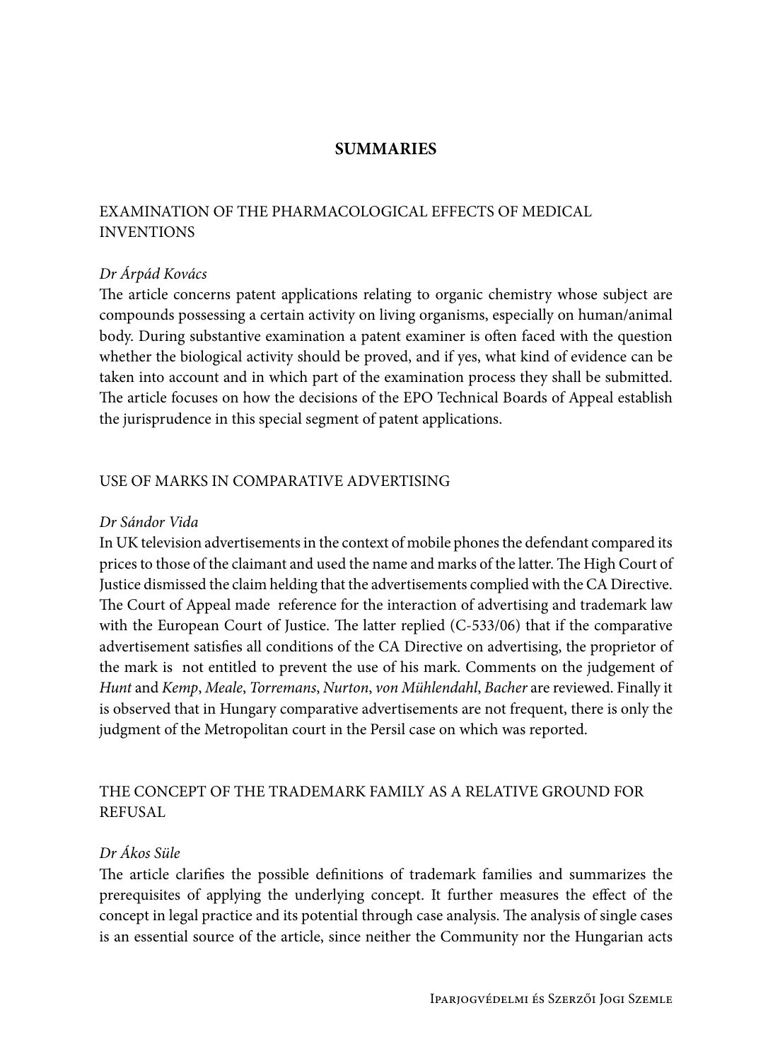# SUMMARIES

## EXAMINATION OF THE PHARMACOLOGICAL EFFECTS OF MEDICAL INVENTIONS

*Dr Árpád Kovács*

The article concerns patent applications relating to organic chemistry whose subject are compounds possessing a certain activity on living organisms, especially on human/animal body. During substantive examination a patent examiner is often faced with the question whether the biological activity should be proved, and if yes, what kind of evidence can be taken into account and in which part of the examination process they shall be submitted. The article focuses on how the decisions of the EPO Technical Boards of Appeal establish the jurisprudence in this special segment of patent applications.

## USE OF MARKS IN COMPARATIVE ADVERTISING

*Dr Sándor Vida*

In UK television advertisements in the context of mobile phones the defendant compared its prices to those of the claimant and used the name and marks of the latter. The High Court of Justice dismissed the claim holding that the advertisements complied with the CA Directive. The Court of Appeal made reference for the interaction of advertising and trademark law with the European Court of Justice. The latter replied (C-533/06) that if the comparative advertisement satisfies all conditions of the CA Directive on advertising, the proprietor of the mark is not entitled to prevent the use of his mark. Comments on the judgement of *Hunt* and *Kemp*, *Meale*, *Torremans*, *Nurton*, *von Mühlendahl*, *Bacher* are reviewed. Finally it is observed that in Hungary comparative advertisements are not frequent, there is only the judgment of the Metropolitan court in the Persil case on which was reported.

## THE CONCEPT OF THE TRADEMARK FAMILY AS A RELATIVE GROUND FOR REFUSAL

*Dr Ákos Süle*

The article clarifies the possible definitions of trademark families and summarizes the prerequisites of applying the underlying concept. It further measures the effect of the concept in legal practice and its potential through case analysis. The analysis of single cases is an essential source of the article, since neither the Community nor the Hungarian acts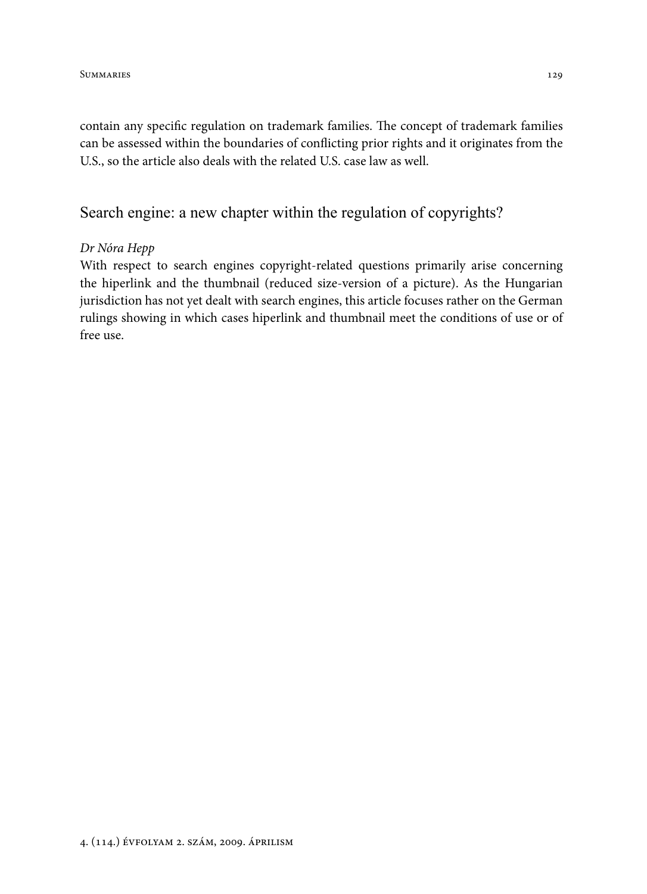contain any specific regulation on trademark families. The concept of trademark families can be assessed within the boundaries of conflicting prior rights and it originates from the U.S., so the article also deals with the related U.S. case law as well.

## Search engine: a new chapter within the regulation of copyrights?

*Dr Nóra Hepp*

With respect to search engines copyright-related questions primarily arise concerning the hiperlink and the thumbnail (reduced size-version of a picture). As the Hungarian jurisdiction has not yet dealt with search engines, this article focuses rather on the German rulings showing in which cases hiperlink and thumbnail meet the conditions of use or of free use.